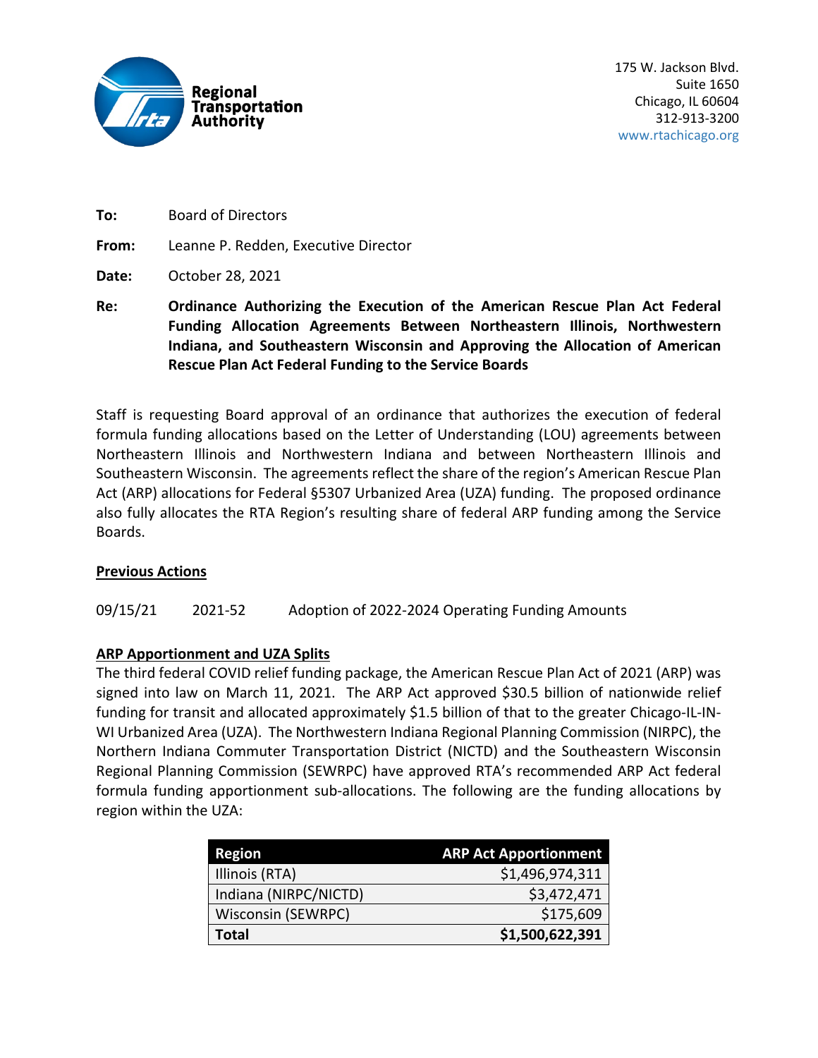Regional Transportation Authority

175 W. Jackson Blvd.
Suite 1650
Chicago, IL 60604
312-913-3200
www.rtachicago.org

**To:** Board of Directors

**From:** Leanne P. Redden, Executive Director

**Date:** October 28, 2021

**Re:** **Ordinance Authorizing the Execution of the American Rescue Plan Act Federal Funding Allocation Agreements Between Northeastern Illinois, Northwestern Indiana, and Southeastern Wisconsin and Approving the Allocation of American Rescue Plan Act Federal Funding to the Service Boards**

Staff is requesting Board approval of an ordinance that authorizes the execution of federal formula funding allocations based on the Letter of Understanding (LOU) agreements between Northeastern Illinois and Northwestern Indiana and between Northeastern Illinois and Southeastern Wisconsin. The agreements reflect the share of the region's American Rescue Plan Act (ARP) allocations for Federal §5307 Urbanized Area (UZA) funding. The proposed ordinance also fully allocates the RTA Region's resulting share of federal ARP funding among the Service Boards.

**Previous Actions**

09/15/21 2021-52 Adoption of 2022-2024 Operating Funding Amounts

**ARP Apportionment and UZA Splits**

The third federal COVID relief funding package, the American Rescue Plan Act of 2021 (ARP) was signed into law on March 11, 2021. The ARP Act approved $30.5 billion of nationwide relief funding for transit and allocated approximately $1.5 billion of that to the greater Chicago-IL-IN-WI Urbanized Area (UZA). The Northwestern Indiana Regional Planning Commission (NIRPC), the Northern Indiana Commuter Transportation District (NICTD) and the Southeastern Wisconsin Regional Planning Commission (SEWRPC) have approved RTA's recommended ARP Act federal formula funding apportionment sub-allocations. The following are the funding allocations by region within the UZA:

| Region | ARP Act Apportionment |
|---|---:|
| Illinois (RTA) | $1,496,974,311 |
| Indiana (NIRPC/NICTD) | $3,472,471 |
| Wisconsin (SEWRPC) | $175,609 |
| **Total** | **$1,500,622,391** |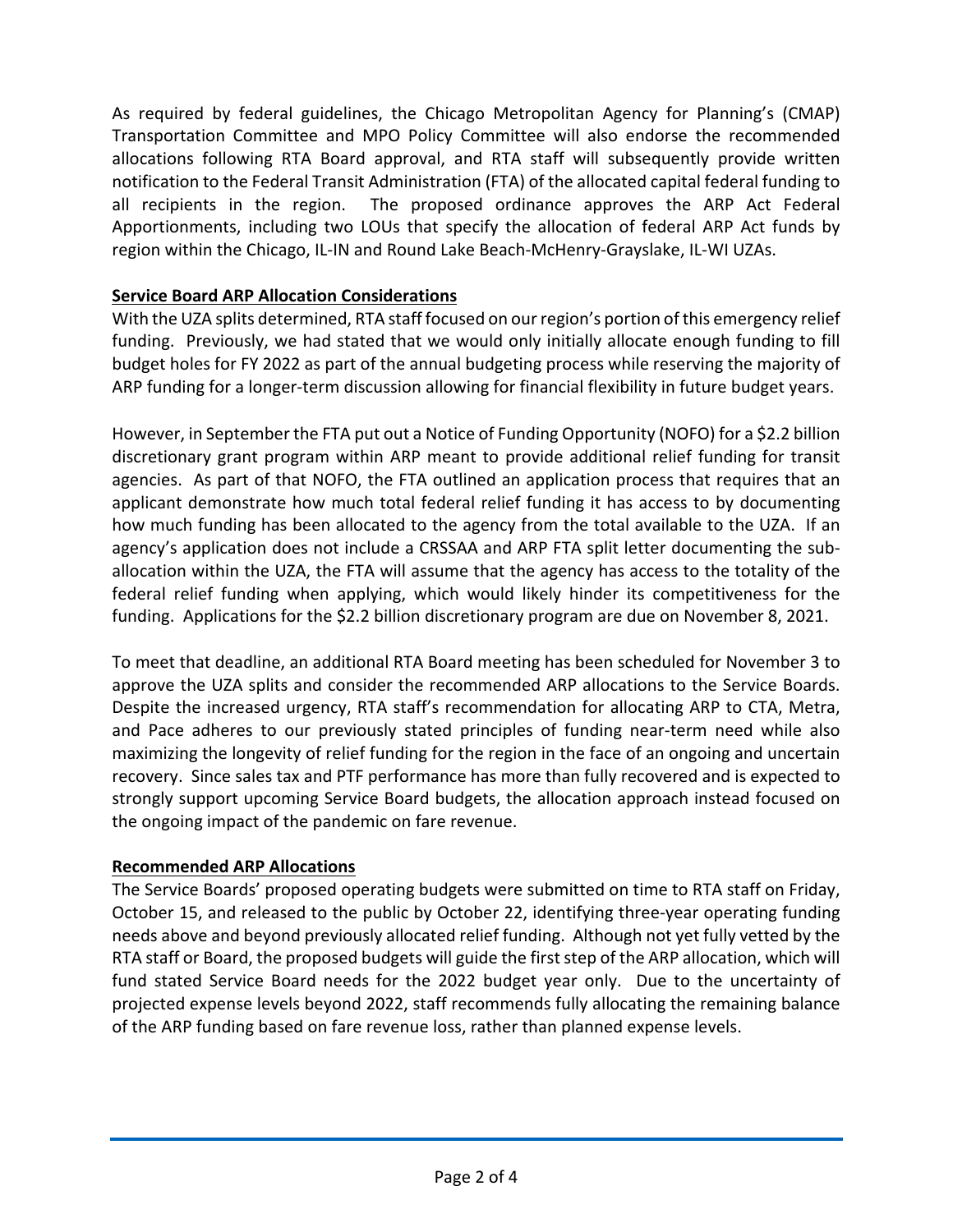As required by federal guidelines, the Chicago Metropolitan Agency for Planning's (CMAP) Transportation Committee and MPO Policy Committee will also endorse the recommended allocations following RTA Board approval, and RTA staff will subsequently provide written notification to the Federal Transit Administration (FTA) of the allocated capital federal funding to all recipients in the region. The proposed ordinance approves the ARP Act Federal Apportionments, including two LOUs that specify the allocation of federal ARP Act funds by region within the Chicago, IL-IN and Round Lake Beach-McHenry-Grayslake, IL-WI UZAs.

**Service Board ARP Allocation Considerations**

With the UZA splits determined, RTA staff focused on our region's portion of this emergency relief funding. Previously, we had stated that we would only initially allocate enough funding to fill budget holes for FY 2022 as part of the annual budgeting process while reserving the majority of ARP funding for a longer-term discussion allowing for financial flexibility in future budget years.

However, in September the FTA put out a Notice of Funding Opportunity (NOFO) for a $2.2 billion discretionary grant program within ARP meant to provide additional relief funding for transit agencies. As part of that NOFO, the FTA outlined an application process that requires that an applicant demonstrate how much total federal relief funding it has access to by documenting how much funding has been allocated to the agency from the total available to the UZA. If an agency's application does not include a CRSSAA and ARP FTA split letter documenting the sub-allocation within the UZA, the FTA will assume that the agency has access to the totality of the federal relief funding when applying, which would likely hinder its competitiveness for the funding. Applications for the $2.2 billion discretionary program are due on November 8, 2021.

To meet that deadline, an additional RTA Board meeting has been scheduled for November 3 to approve the UZA splits and consider the recommended ARP allocations to the Service Boards. Despite the increased urgency, RTA staff's recommendation for allocating ARP to CTA, Metra, and Pace adheres to our previously stated principles of funding near-term need while also maximizing the longevity of relief funding for the region in the face of an ongoing and uncertain recovery. Since sales tax and PTF performance has more than fully recovered and is expected to strongly support upcoming Service Board budgets, the allocation approach instead focused on the ongoing impact of the pandemic on fare revenue.

**Recommended ARP Allocations**

The Service Boards' proposed operating budgets were submitted on time to RTA staff on Friday, October 15, and released to the public by October 22, identifying three-year operating funding needs above and beyond previously allocated relief funding. Although not yet fully vetted by the RTA staff or Board, the proposed budgets will guide the first step of the ARP allocation, which will fund stated Service Board needs for the 2022 budget year only. Due to the uncertainty of projected expense levels beyond 2022, staff recommends fully allocating the remaining balance of the ARP funding based on fare revenue loss, rather than planned expense levels.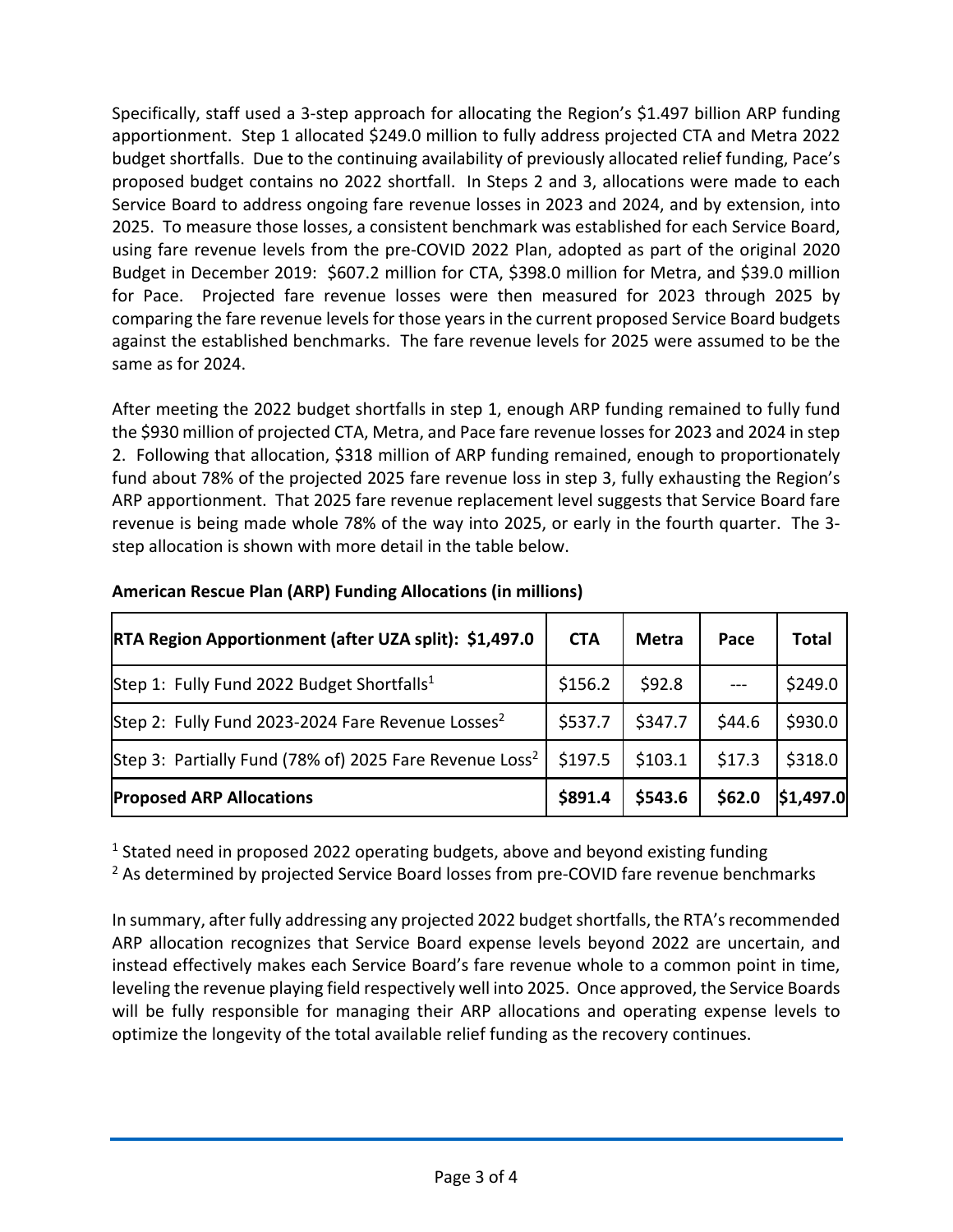Specifically, staff used a 3-step approach for allocating the Region's $1.497 billion ARP funding apportionment. Step 1 allocated $249.0 million to fully address projected CTA and Metra 2022 budget shortfalls. Due to the continuing availability of previously allocated relief funding, Pace's proposed budget contains no 2022 shortfall. In Steps 2 and 3, allocations were made to each Service Board to address ongoing fare revenue losses in 2023 and 2024, and by extension, into 2025. To measure those losses, a consistent benchmark was established for each Service Board, using fare revenue levels from the pre-COVID 2022 Plan, adopted as part of the original 2020 Budget in December 2019: $607.2 million for CTA, $398.0 million for Metra, and $39.0 million for Pace. Projected fare revenue losses were then measured for 2023 through 2025 by comparing the fare revenue levels for those years in the current proposed Service Board budgets against the established benchmarks. The fare revenue levels for 2025 were assumed to be the same as for 2024.

After meeting the 2022 budget shortfalls in step 1, enough ARP funding remained to fully fund the $930 million of projected CTA, Metra, and Pace fare revenue losses for 2023 and 2024 in step 2. Following that allocation, $318 million of ARP funding remained, enough to proportionately fund about 78% of the projected 2025 fare revenue loss in step 3, fully exhausting the Region's ARP apportionment. That 2025 fare revenue replacement level suggests that Service Board fare revenue is being made whole 78% of the way into 2025, or early in the fourth quarter. The 3-step allocation is shown with more detail in the table below.

**American Rescue Plan (ARP) Funding Allocations (in millions)**

| **RTA Region Apportionment (after UZA split): $1,497.0** | **CTA** | **Metra** | **Pace** | **Total** |
|---|---|---|---|---|
| Step 1: Fully Fund 2022 Budget Shortfalls[1] | $156.2 | $92.8 | --- | $249.0 |
| Step 2: Fully Fund 2023-2024 Fare Revenue Losses[2] | $537.7 | $347.7 | $44.6 | $930.0 |
| Step 3: Partially Fund (78% of) 2025 Fare Revenue Loss[2] | $197.5 | $103.1 | $17.3 | $318.0 |
| **Proposed ARP Allocations** | **$891.4** | **$543.6** | **$62.0** | **$1,497.0** |

[1] Stated need in proposed 2022 operating budgets, above and beyond existing funding

[2] As determined by projected Service Board losses from pre-COVID fare revenue benchmarks

In summary, after fully addressing any projected 2022 budget shortfalls, the RTA's recommended ARP allocation recognizes that Service Board expense levels beyond 2022 are uncertain, and instead effectively makes each Service Board's fare revenue whole to a common point in time, leveling the revenue playing field respectively well into 2025. Once approved, the Service Boards will be fully responsible for managing their ARP allocations and operating expense levels to optimize the longevity of the total available relief funding as the recovery continues.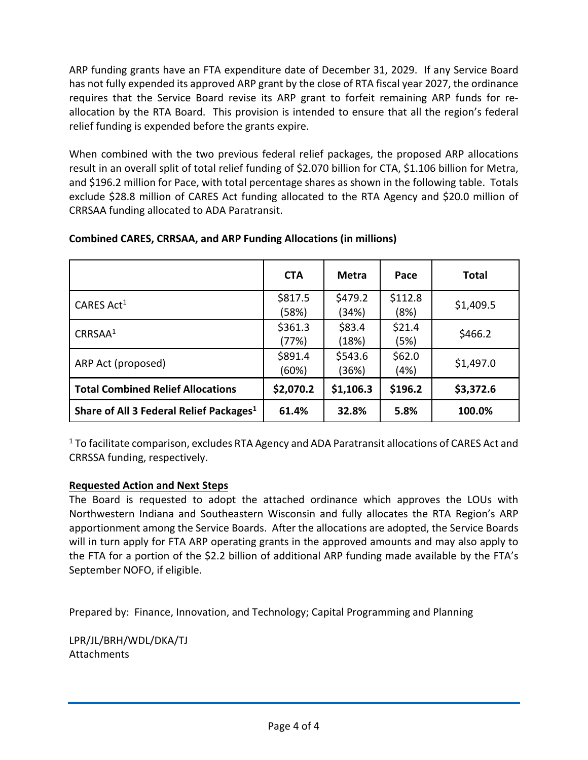ARP funding grants have an FTA expenditure date of December 31, 2029. If any Service Board has not fully expended its approved ARP grant by the close of RTA fiscal year 2027, the ordinance requires that the Service Board revise its ARP grant to forfeit remaining ARP funds for re-allocation by the RTA Board. This provision is intended to ensure that all the region's federal relief funding is expended before the grants expire.

When combined with the two previous federal relief packages, the proposed ARP allocations result in an overall split of total relief funding of $2.070 billion for CTA, $1.106 billion for Metra, and $196.2 million for Pace, with total percentage shares as shown in the following table. Totals exclude $28.8 million of CARES Act funding allocated to the RTA Agency and $20.0 million of CRRSAA funding allocated to ADA Paratransit.

**Combined CARES, CRRSAA, and ARP Funding Allocations (in millions)**

| | CTA | Metra | Pace | Total |
|---|---|---|---|---|
| CARES Act[1] | $817.5 (58%) | $479.2 (34%) | $112.8 (8%) | $1,409.5 |
| CRRSAA[1] | $361.3 (77%) | $83.4 (18%) | $21.4 (5%) | $466.2 |
| ARP Act (proposed) | $891.4 (60%) | $543.6 (36%) | $62.0 (4%) | $1,497.0 |
| **Total Combined Relief Allocations** | **$2,070.2** | **$1,106.3** | **$196.2** | **$3,372.6** |
| **Share of All 3 Federal Relief Packages[1]** | **61.4%** | **32.8%** | **5.8%** | **100.0%** |

[1] To facilitate comparison, excludes RTA Agency and ADA Paratransit allocations of CARES Act and CRRSSA funding, respectively.

**Requested Action and Next Steps**

The Board is requested to adopt the attached ordinance which approves the LOUs with Northwestern Indiana and Southeastern Wisconsin and fully allocates the RTA Region's ARP apportionment among the Service Boards. After the allocations are adopted, the Service Boards will in turn apply for FTA ARP operating grants in the approved amounts and may also apply to the FTA for a portion of the $2.2 billion of additional ARP funding made available by the FTA's September NOFO, if eligible.

Prepared by: Finance, Innovation, and Technology; Capital Programming and Planning

LPR/JL/BRH/WDL/DKA/TJ
Attachments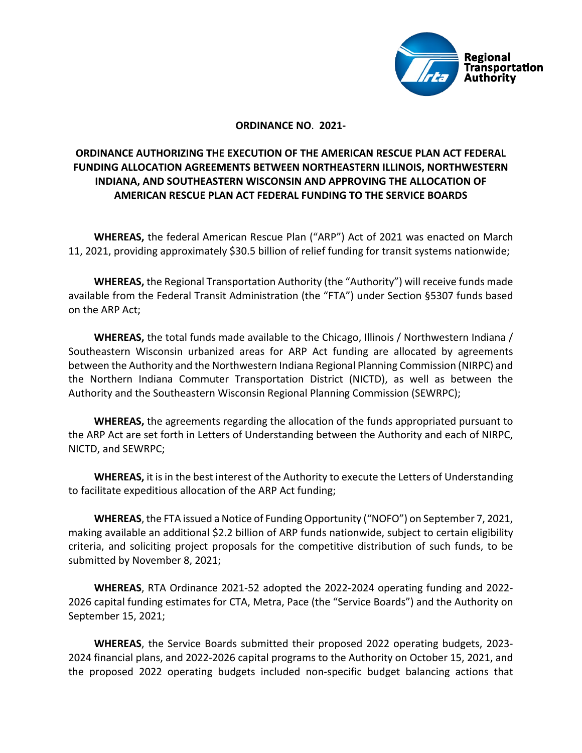**ORDINANCE NO. 2021-**

**ORDINANCE AUTHORIZING THE EXECUTION OF THE AMERICAN RESCUE PLAN ACT FEDERAL FUNDING ALLOCATION AGREEMENTS BETWEEN NORTHEASTERN ILLINOIS, NORTHWESTERN INDIANA, AND SOUTHEASTERN WISCONSIN AND APPROVING THE ALLOCATION OF AMERICAN RESCUE PLAN ACT FEDERAL FUNDING TO THE SERVICE BOARDS**

**WHEREAS,** the federal American Rescue Plan ("ARP") Act of 2021 was enacted on March 11, 2021, providing approximately $30.5 billion of relief funding for transit systems nationwide;

**WHEREAS,** the Regional Transportation Authority (the "Authority") will receive funds made available from the Federal Transit Administration (the "FTA") under Section §5307 funds based on the ARP Act;

**WHEREAS,** the total funds made available to the Chicago, Illinois / Northwestern Indiana / Southeastern Wisconsin urbanized areas for ARP Act funding are allocated by agreements between the Authority and the Northwestern Indiana Regional Planning Commission (NIRPC) and the Northern Indiana Commuter Transportation District (NICTD), as well as between the Authority and the Southeastern Wisconsin Regional Planning Commission (SEWRPC);

**WHEREAS,** the agreements regarding the allocation of the funds appropriated pursuant to the ARP Act are set forth in Letters of Understanding between the Authority and each of NIRPC, NICTD, and SEWRPC;

**WHEREAS,** it is in the best interest of the Authority to execute the Letters of Understanding to facilitate expeditious allocation of the ARP Act funding;

**WHEREAS**, the FTA issued a Notice of Funding Opportunity ("NOFO") on September 7, 2021, making available an additional $2.2 billion of ARP funds nationwide, subject to certain eligibility criteria, and soliciting project proposals for the competitive distribution of such funds, to be submitted by November 8, 2021;

**WHEREAS**, RTA Ordinance 2021-52 adopted the 2022-2024 operating funding and 2022-2026 capital funding estimates for CTA, Metra, Pace (the "Service Boards") and the Authority on September 15, 2021;

**WHEREAS**, the Service Boards submitted their proposed 2022 operating budgets, 2023-2024 financial plans, and 2022-2026 capital programs to the Authority on October 15, 2021, and the proposed 2022 operating budgets included non-specific budget balancing actions that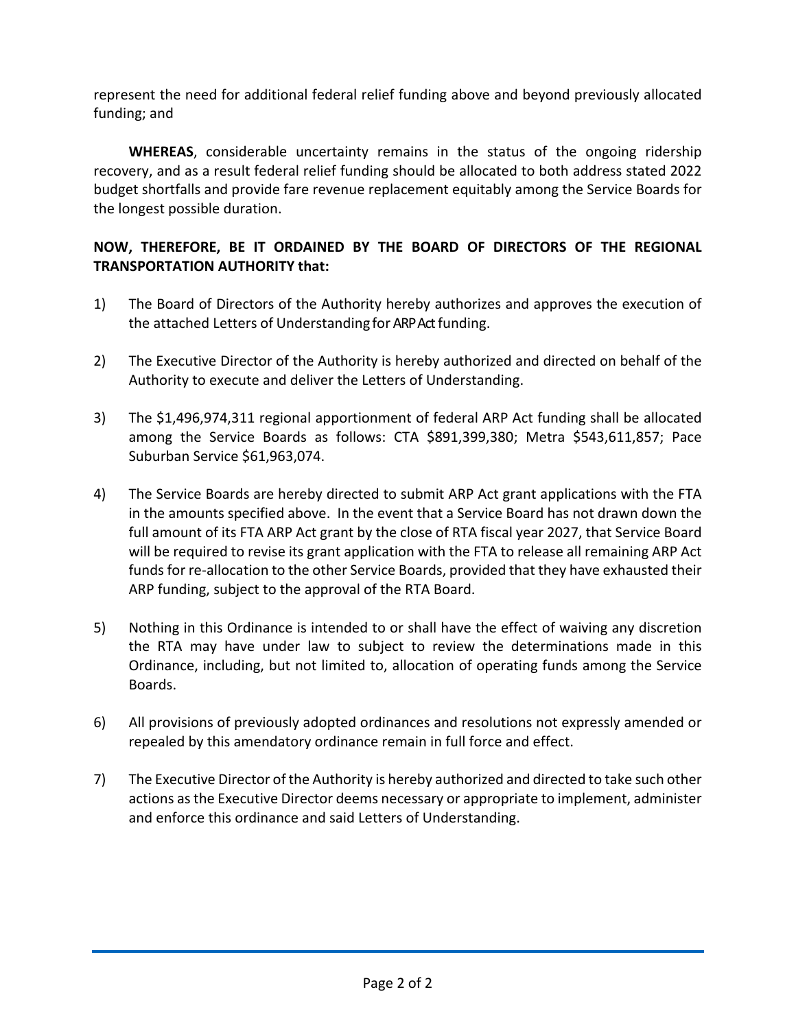represent the need for additional federal relief funding above and beyond previously allocated funding; and

**WHEREAS**, considerable uncertainty remains in the status of the ongoing ridership recovery, and as a result federal relief funding should be allocated to both address stated 2022 budget shortfalls and provide fare revenue replacement equitably among the Service Boards for the longest possible duration.

**NOW, THEREFORE, BE IT ORDAINED BY THE BOARD OF DIRECTORS OF THE REGIONAL TRANSPORTATION AUTHORITY that:**

1) The Board of Directors of the Authority hereby authorizes and approves the execution of the attached Letters of Understanding for ARP Act funding.

2) The Executive Director of the Authority is hereby authorized and directed on behalf of the Authority to execute and deliver the Letters of Understanding.

3) The $1,496,974,311 regional apportionment of federal ARP Act funding shall be allocated among the Service Boards as follows: CTA $891,399,380; Metra $543,611,857; Pace Suburban Service $61,963,074.

4) The Service Boards are hereby directed to submit ARP Act grant applications with the FTA in the amounts specified above. In the event that a Service Board has not drawn down the full amount of its FTA ARP Act grant by the close of RTA fiscal year 2027, that Service Board will be required to revise its grant application with the FTA to release all remaining ARP Act funds for re-allocation to the other Service Boards, provided that they have exhausted their ARP funding, subject to the approval of the RTA Board.

5) Nothing in this Ordinance is intended to or shall have the effect of waiving any discretion the RTA may have under law to subject to review the determinations made in this Ordinance, including, but not limited to, allocation of operating funds among the Service Boards.

6) All provisions of previously adopted ordinances and resolutions not expressly amended or repealed by this amendatory ordinance remain in full force and effect.

7) The Executive Director of the Authority is hereby authorized and directed to take such other actions as the Executive Director deems necessary or appropriate to implement, administer and enforce this ordinance and said Letters of Understanding.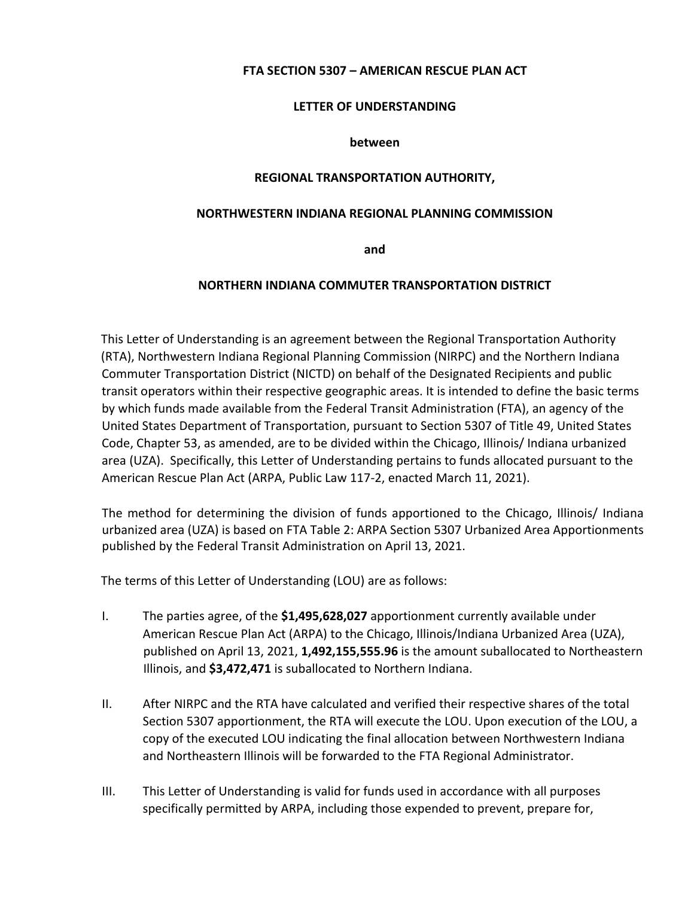**FTA SECTION 5307 – AMERICAN RESCUE PLAN ACT**

**LETTER OF UNDERSTANDING**

**between**

**REGIONAL TRANSPORTATION AUTHORITY,**

**NORTHWESTERN INDIANA REGIONAL PLANNING COMMISSION**

**and**

**NORTHERN INDIANA COMMUTER TRANSPORTATION DISTRICT**

This Letter of Understanding is an agreement between the Regional Transportation Authority (RTA), Northwestern Indiana Regional Planning Commission (NIRPC) and the Northern Indiana Commuter Transportation District (NICTD) on behalf of the Designated Recipients and public transit operators within their respective geographic areas. It is intended to define the basic terms by which funds made available from the Federal Transit Administration (FTA), an agency of the United States Department of Transportation, pursuant to Section 5307 of Title 49, United States Code, Chapter 53, as amended, are to be divided within the Chicago, Illinois/ Indiana urbanized area (UZA). Specifically, this Letter of Understanding pertains to funds allocated pursuant to the American Rescue Plan Act (ARPA, Public Law 117-2, enacted March 11, 2021).

The method for determining the division of funds apportioned to the Chicago, Illinois/ Indiana urbanized area (UZA) is based on FTA Table 2: ARPA Section 5307 Urbanized Area Apportionments published by the Federal Transit Administration on April 13, 2021.

The terms of this Letter of Understanding (LOU) are as follows:

I. The parties agree, of the **$1,495,628,027** apportionment currently available under American Rescue Plan Act (ARPA) to the Chicago, Illinois/Indiana Urbanized Area (UZA), published on April 13, 2021, **1,492,155,555.96** is the amount suballocated to Northeastern Illinois, and **$3,472,471** is suballocated to Northern Indiana.

II. After NIRPC and the RTA have calculated and verified their respective shares of the total Section 5307 apportionment, the RTA will execute the LOU. Upon execution of the LOU, a copy of the executed LOU indicating the final allocation between Northwestern Indiana and Northeastern Illinois will be forwarded to the FTA Regional Administrator.

III. This Letter of Understanding is valid for funds used in accordance with all purposes specifically permitted by ARPA, including those expended to prevent, prepare for,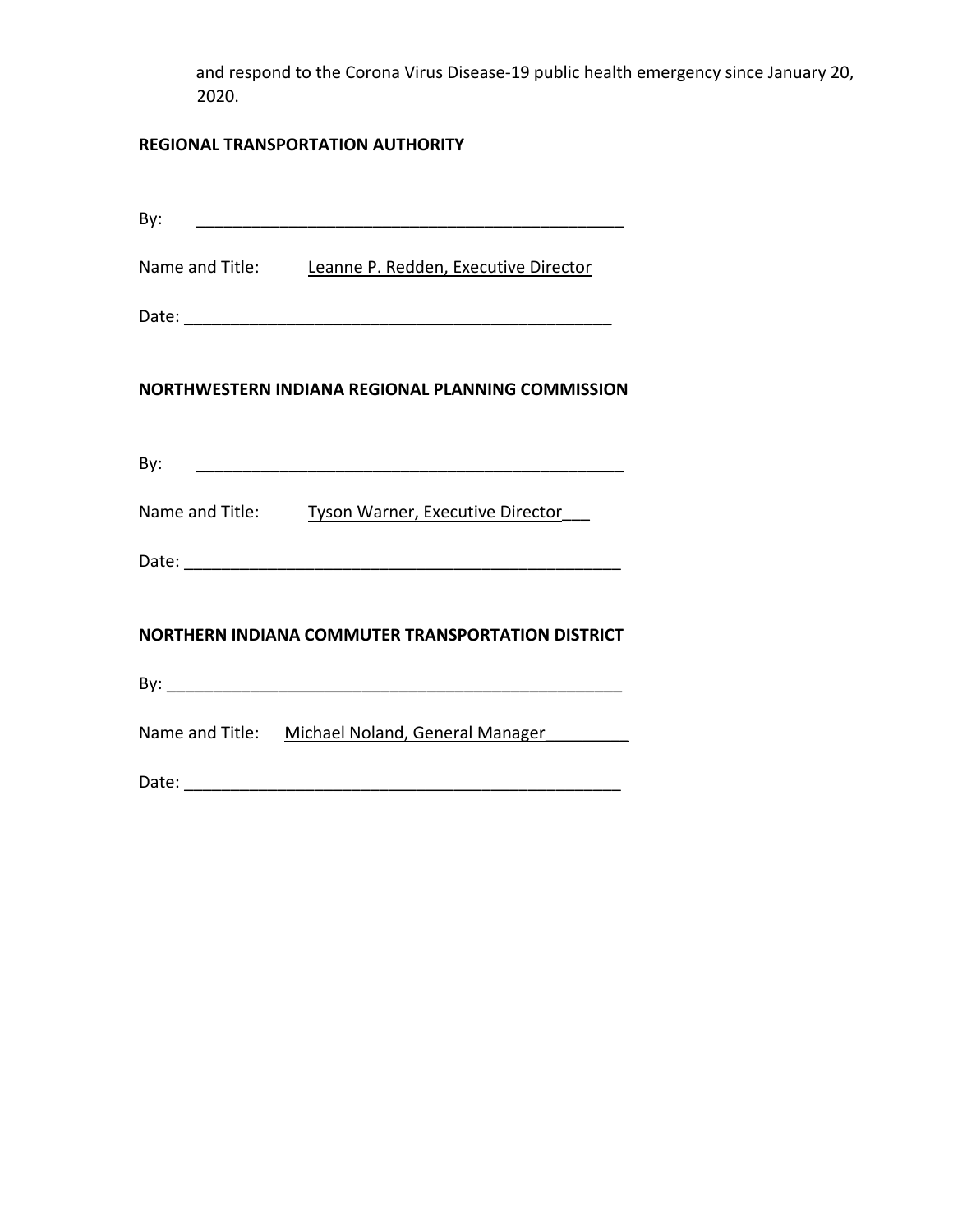and respond to the Corona Virus Disease-19 public health emergency since January 20, 2020.

**REGIONAL TRANSPORTATION AUTHORITY**

By: ______________________________________________

Name and Title: Leanne P. Redden, Executive Director

Date: ______________________________________________

**NORTHWESTERN INDIANA REGIONAL PLANNING COMMISSION**

By: ______________________________________________

Name and Title: Tyson Warner, Executive Director___

Date: ______________________________________________

**NORTHERN INDIANA COMMUTER TRANSPORTATION DISTRICT**

By: ______________________________________________

Name and Title: Michael Noland, General Manager_________

Date: ______________________________________________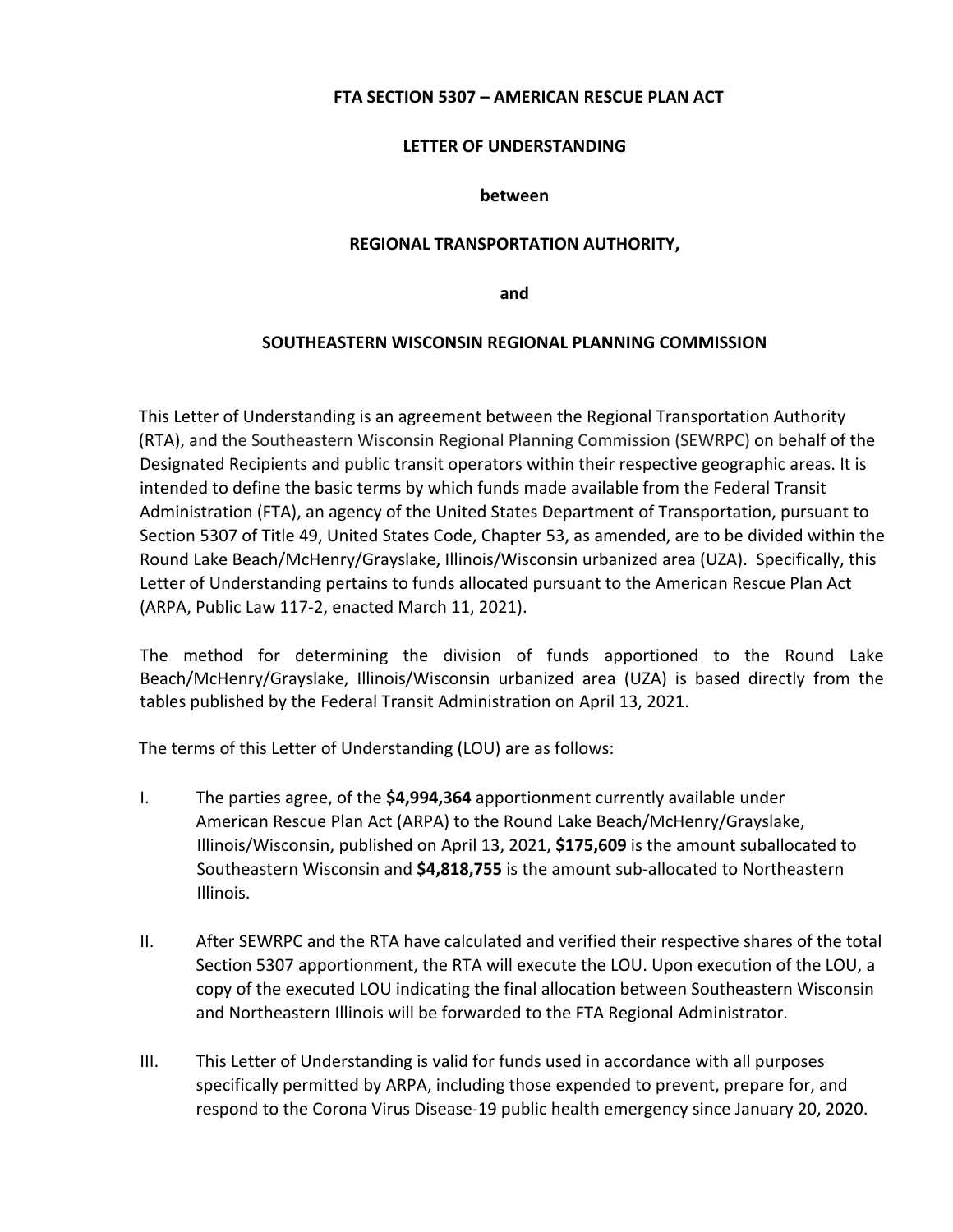**FTA SECTION 5307 – AMERICAN RESCUE PLAN ACT**

**LETTER OF UNDERSTANDING**

**between**

**REGIONAL TRANSPORTATION AUTHORITY,**

**and**

**SOUTHEASTERN WISCONSIN REGIONAL PLANNING COMMISSION**

This Letter of Understanding is an agreement between the Regional Transportation Authority (RTA), and the Southeastern Wisconsin Regional Planning Commission (SEWRPC) on behalf of the Designated Recipients and public transit operators within their respective geographic areas. It is intended to define the basic terms by which funds made available from the Federal Transit Administration (FTA), an agency of the United States Department of Transportation, pursuant to Section 5307 of Title 49, United States Code, Chapter 53, as amended, are to be divided within the Round Lake Beach/McHenry/Grayslake, Illinois/Wisconsin urbanized area (UZA). Specifically, this Letter of Understanding pertains to funds allocated pursuant to the American Rescue Plan Act (ARPA, Public Law 117-2, enacted March 11, 2021).

The method for determining the division of funds apportioned to the Round Lake Beach/McHenry/Grayslake, Illinois/Wisconsin urbanized area (UZA) is based directly from the tables published by the Federal Transit Administration on April 13, 2021.

The terms of this Letter of Understanding (LOU) are as follows:

I. The parties agree, of the **$4,994,364** apportionment currently available under American Rescue Plan Act (ARPA) to the Round Lake Beach/McHenry/Grayslake, Illinois/Wisconsin, published on April 13, 2021, **$175,609** is the amount suballocated to Southeastern Wisconsin and **$4,818,755** is the amount sub-allocated to Northeastern Illinois.

II. After SEWRPC and the RTA have calculated and verified their respective shares of the total Section 5307 apportionment, the RTA will execute the LOU. Upon execution of the LOU, a copy of the executed LOU indicating the final allocation between Southeastern Wisconsin and Northeastern Illinois will be forwarded to the FTA Regional Administrator.

III. This Letter of Understanding is valid for funds used in accordance with all purposes specifically permitted by ARPA, including those expended to prevent, prepare for, and respond to the Corona Virus Disease-19 public health emergency since January 20, 2020.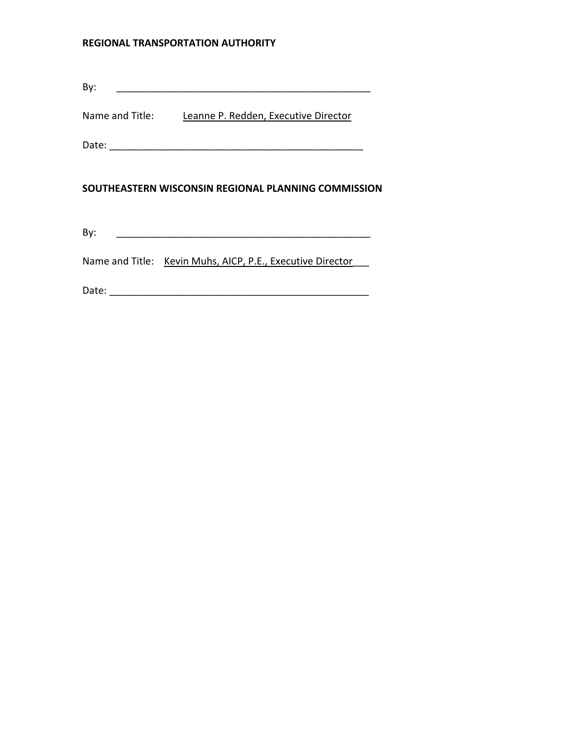**REGIONAL TRANSPORTATION AUTHORITY**

By: _______________________________________________

Name and Title: Leanne P. Redden, Executive Director

Date: _______________________________________________

**SOUTHEASTERN WISCONSIN REGIONAL PLANNING COMMISSION**

By: _______________________________________________

Name and Title: Kevin Muhs, AICP, P.E., Executive Director___

Date: _______________________________________________